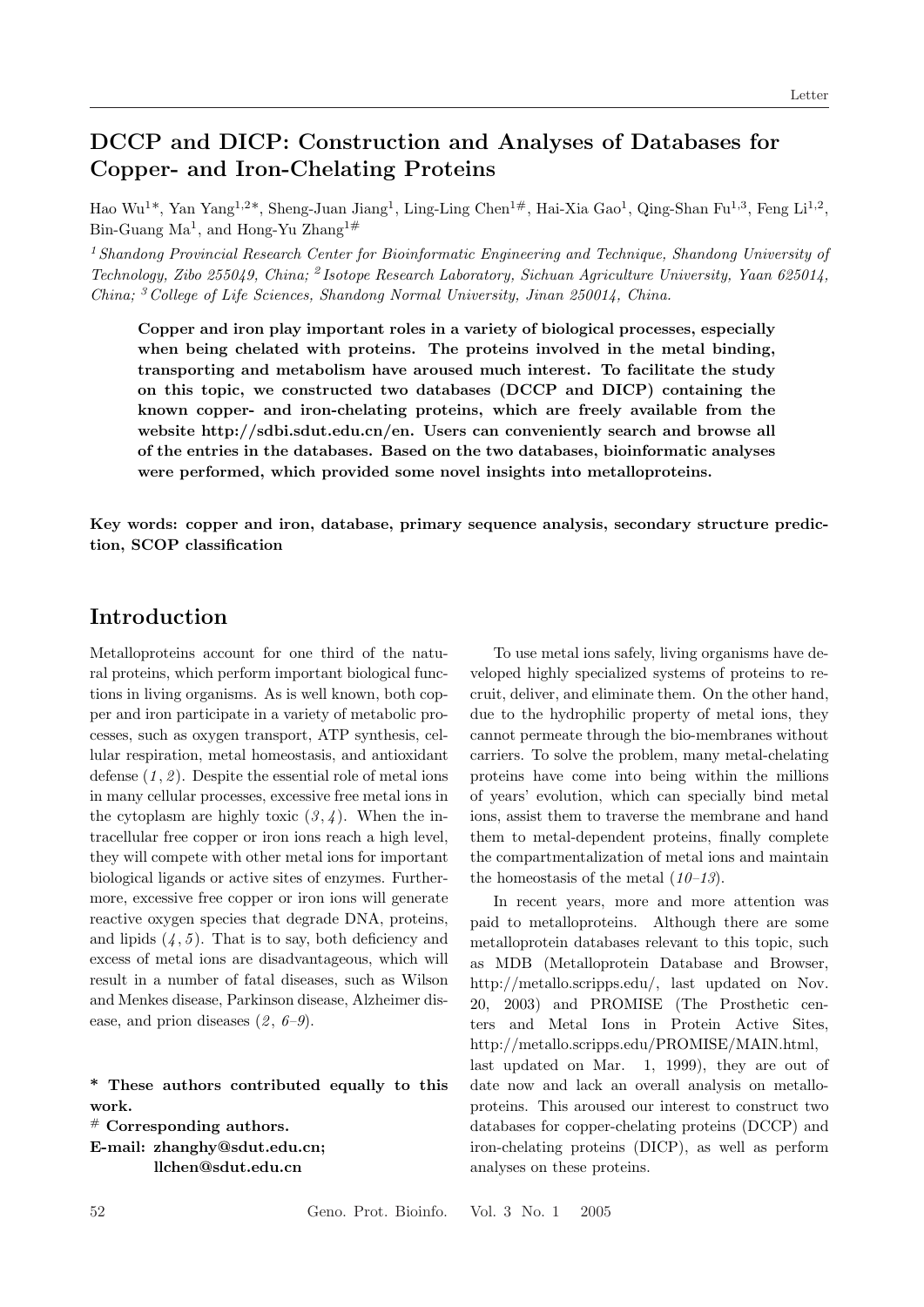# DCCP and DICP: Construction and Analyses of Databases for Copper- and Iron-Chelating Proteins

Hao Wu[1*], Yan Yang[1,2*], Sheng-Juan Jiang[1], Ling-Ling Chen[1#], Hai-Xia Gao[1], Qing-Shan Fu[1,3], Feng Li[1,2], Bin-Guang Ma[1], and Hong-Yu Zhang[1#]

*[1] Shandong Provincial Research Center for Bioinformatic Engineering and Technique, Shandong University of Technology, Zibo 255049, China; [2] Isotope Research Laboratory, Sichuan Agriculture University, Yaan 625014, China; [3] College of Life Sciences, Shandong Normal University, Jinan 250014, China.*

**Copper and iron play important roles in a variety of biological processes, especially when being chelated with proteins. The proteins involved in the metal binding, transporting and metabolism have aroused much interest. To facilitate the study on this topic, we constructed two databases (DCCP and DICP) containing the known copper- and iron-chelating proteins, which are freely available from the website http://sdbi.sdut.edu.cn/en. Users can conveniently search and browse all of the entries in the databases. Based on the two databases, bioinformatic analyses were performed, which provided some novel insights into metalloproteins.**

**Key words: copper and iron, database, primary sequence analysis, secondary structure prediction, SCOP classification**

## Introduction

Metalloproteins account for one third of the natural proteins, which perform important biological functions in living organisms. As is well known, both copper and iron participate in a variety of metabolic processes, such as oxygen transport, ATP synthesis, cellular respiration, metal homeostasis, and antioxidant defense (*1*, *2*). Despite the essential role of metal ions in many cellular processes, excessive free metal ions in the cytoplasm are highly toxic (*3*, *4*). When the intracellular free copper or iron ions reach a high level, they will compete with other metal ions for important biological ligands or active sites of enzymes. Furthermore, excessive free copper or iron ions will generate reactive oxygen species that degrade DNA, proteins, and lipids (*4*, *5*). That is to say, both deficiency and excess of metal ions are disadvantageous, which will result in a number of fatal diseases, such as Wilson and Menkes disease, Parkinson disease, Alzheimer disease, and prion diseases (*2*, *6*–*9*).

To use metal ions safely, living organisms have developed highly specialized systems of proteins to recruit, deliver, and eliminate them. On the other hand, due to the hydrophilic property of metal ions, they cannot permeate through the bio-membranes without carriers. To solve the problem, many metal-chelating proteins have come into being within the millions of years' evolution, which can specially bind metal ions, assist them to traverse the membrane and hand them to metal-dependent proteins, finally complete the compartmentalization of metal ions and maintain the homeostasis of the metal (*10*–*13*).

In recent years, more and more attention was paid to metalloproteins. Although there are some metalloprotein databases relevant to this topic, such as MDB (Metalloprotein Database and Browser, http://metallo.scripps.edu/, last updated on Nov. 20, 2003) and PROMISE (The Prosthetic centers and Metal Ions in Protein Active Sites, http://metallo.scripps.edu/PROMISE/MAIN.html, last updated on Mar. 1, 1999), they are out of date now and lack an overall analysis on metalloproteins. This aroused our interest to construct two databases for copper-chelating proteins (DCCP) and iron-chelating proteins (DICP), as well as perform analyses on these proteins.

**\* These authors contributed equally to this work.**
**# Corresponding authors.**
**E-mail: zhanghy@sdut.edu.cn; llchen@sdut.edu.cn**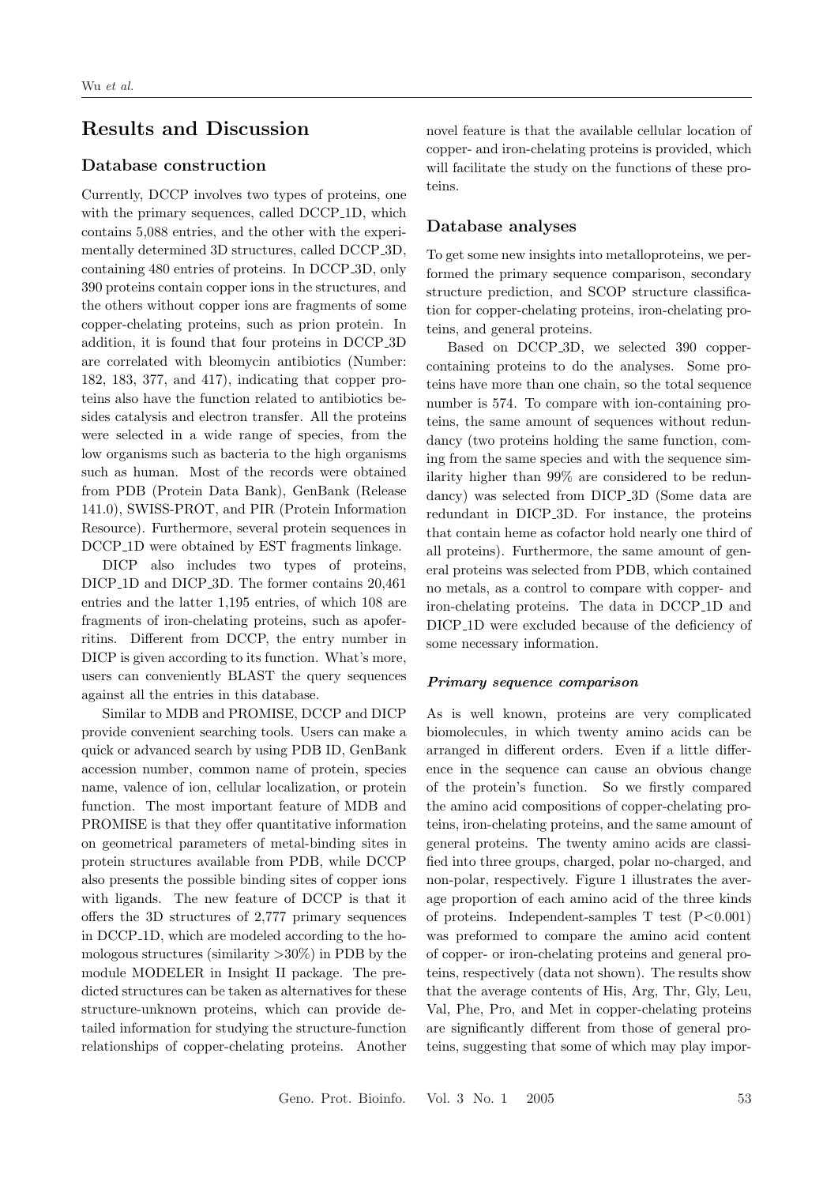## Results and Discussion

### Database construction

Currently, DCCP involves two types of proteins, one with the primary sequences, called DCCP_1D, which contains 5,088 entries, and the other with the experimentally determined 3D structures, called DCCP_3D, containing 480 entries of proteins. In DCCP_3D, only 390 proteins contain copper ions in the structures, and the others without copper ions are fragments of some copper-chelating proteins, such as prion protein. In addition, it is found that four proteins in DCCP_3D are correlated with bleomycin antibiotics (Number: 182, 183, 377, and 417), indicating that copper proteins also have the function related to antibiotics besides catalysis and electron transfer. All the proteins were selected in a wide range of species, from the low organisms such as bacteria to the high organisms such as human. Most of the records were obtained from PDB (Protein Data Bank), GenBank (Release 141.0), SWISS-PROT, and PIR (Protein Information Resource). Furthermore, several protein sequences in DCCP_1D were obtained by EST fragments linkage.

DICP also includes two types of proteins, DICP_1D and DICP_3D. The former contains 20,461 entries and the latter 1,195 entries, of which 108 are fragments of iron-chelating proteins, such as apoferritins. Different from DCCP, the entry number in DICP is given according to its function. What's more, users can conveniently BLAST the query sequences against all the entries in this database.

Similar to MDB and PROMISE, DCCP and DICP provide convenient searching tools. Users can make a quick or advanced search by using PDB ID, GenBank accession number, common name of protein, species name, valence of ion, cellular localization, or protein function. The most important feature of MDB and PROMISE is that they offer quantitative information on geometrical parameters of metal-binding sites in protein structures available from PDB, while DCCP also presents the possible binding sites of copper ions with ligands. The new feature of DCCP is that it offers the 3D structures of 2,777 primary sequences in DCCP_1D, which are modeled according to the homologous structures (similarity >30%) in PDB by the module MODELER in Insight II package. The predicted structures can be taken as alternatives for these structure-unknown proteins, which can provide detailed information for studying the structure-function relationships of copper-chelating proteins. Another novel feature is that the available cellular location of copper- and iron-chelating proteins is provided, which will facilitate the study on the functions of these proteins.

### Database analyses

To get some new insights into metalloproteins, we performed the primary sequence comparison, secondary structure prediction, and SCOP structure classification for copper-chelating proteins, iron-chelating proteins, and general proteins.

Based on DCCP_3D, we selected 390 copper-containing proteins to do the analyses. Some proteins have more than one chain, so the total sequence number is 574. To compare with ion-containing proteins, the same amount of sequences without redundancy (two proteins holding the same function, coming from the same species and with the sequence similarity higher than 99% are considered to be redundancy) was selected from DICP_3D (Some data are redundant in DICP_3D. For instance, the proteins that contain heme as cofactor hold nearly one third of all proteins). Furthermore, the same amount of general proteins was selected from PDB, which contained no metals, as a control to compare with copper- and iron-chelating proteins. The data in DCCP_1D and DICP_1D were excluded because of the deficiency of some necessary information.

#### *Primary sequence comparison*

As is well known, proteins are very complicated biomolecules, in which twenty amino acids can be arranged in different orders. Even if a little difference in the sequence can cause an obvious change of the protein's function. So we firstly compared the amino acid compositions of copper-chelating proteins, iron-chelating proteins, and the same amount of general proteins. The twenty amino acids are classified into three groups, charged, polar no-charged, and non-polar, respectively. Figure 1 illustrates the average proportion of each amino acid of the three kinds of proteins. Independent-samples T test ($P<0.001$) was preformed to compare the amino acid content of copper- or iron-chelating proteins and general proteins, respectively (data not shown). The results show that the average contents of His, Arg, Thr, Gly, Leu, Val, Phe, Pro, and Met in copper-chelating proteins are significantly different from those of general proteins, suggesting that some of which may play impor-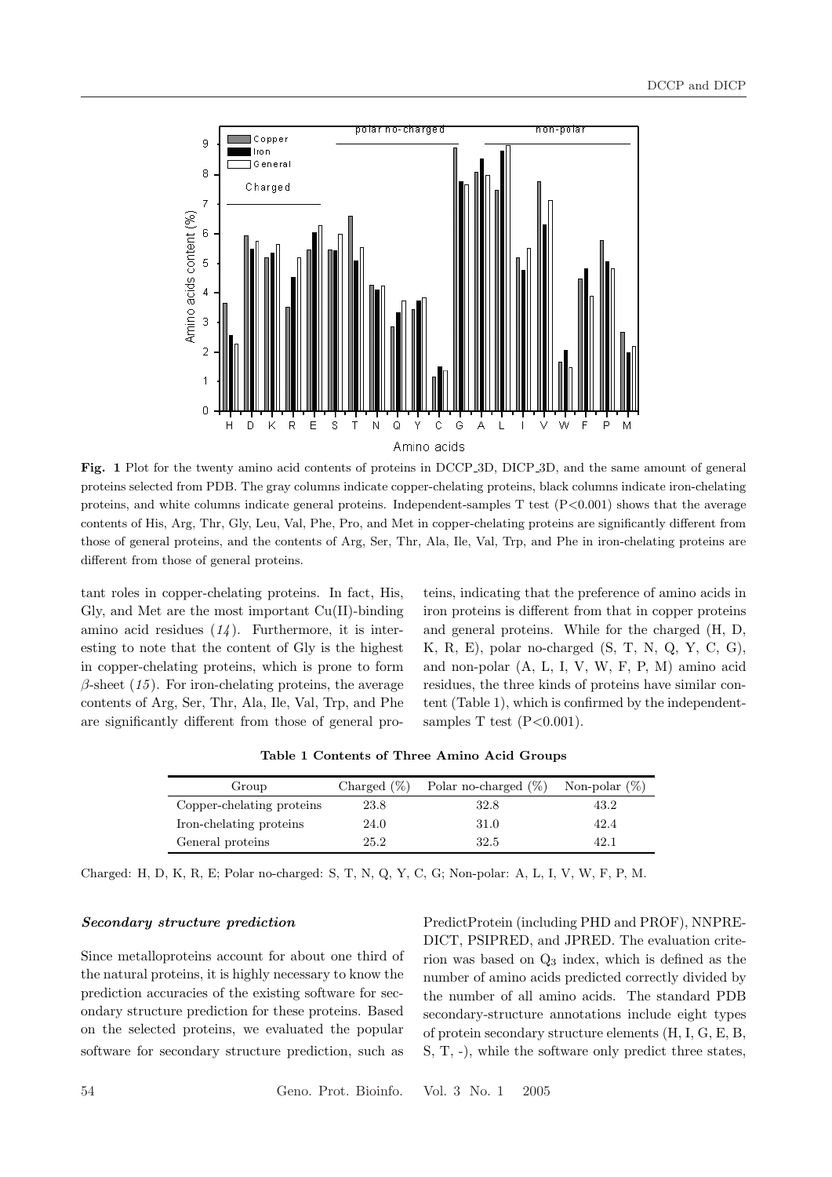**Fig. 1** Plot for the twenty amino acid contents of proteins in DCCP_3D, DICP_3D, and the same amount of general proteins selected from PDB. The gray columns indicate copper-chelating proteins, black columns indicate iron-chelating proteins, and white columns indicate general proteins. Independent-samples T test ($P<0.001$) shows that the average contents of His, Arg, Thr, Gly, Leu, Val, Phe, Pro, and Met in copper-chelating proteins are significantly different from those of general proteins, and the contents of Arg, Ser, Thr, Ala, Ile, Val, Trp, and Phe in iron-chelating proteins are different from those of general proteins.

tant roles in copper-chelating proteins. In fact, His, Gly, and Met are the most important Cu(II)-binding amino acid residues (*14*). Furthermore, it is interesting to note that the content of Gly is the highest in copper-chelating proteins, which is prone to form $\beta$-sheet (*15*). For iron-chelating proteins, the average contents of Arg, Ser, Thr, Ala, Ile, Val, Trp, and Phe are significantly different from those of general proteins, indicating that the preference of amino acids in iron proteins is different from that in copper proteins and general proteins. While for the charged (H, D, K, R, E), polar no-charged (S, T, N, Q, Y, C, G), and non-polar (A, L, I, V, W, F, P, M) amino acid residues, the three kinds of proteins have similar content (Table 1), which is confirmed by the independent-samples T test ($P<0.001$).

**Table 1 Contents of Three Amino Acid Groups**

| Group | Charged (%) | Polar no-charged (%) | Non-polar (%) |
|---|---|---|---|
| Copper-chelating proteins | 23.8 | 32.8 | 43.2 |
| Iron-chelating proteins | 24.0 | 31.0 | 42.4 |
| General proteins | 25.2 | 32.5 | 42.1 |

Charged: H, D, K, R, E; Polar no-charged: S, T, N, Q, Y, C, G; Non-polar: A, L, I, V, W, F, P, M.

### *Secondary structure prediction*

Since metalloproteins account for about one third of the natural proteins, it is highly necessary to know the prediction accuracies of the existing software for secondary structure prediction for these proteins. Based on the selected proteins, we evaluated the popular software for secondary structure prediction, such as PredictProtein (including PHD and PROF), NNPREDICT, PSIPRED, and JPRED. The evaluation criterion was based on $Q_3$ index, which is defined as the number of amino acids predicted correctly divided by the number of all amino acids. The standard PDB secondary-structure annotations include eight types of protein secondary structure elements (H, I, G, E, B, S, T, -), while the software only predict three states,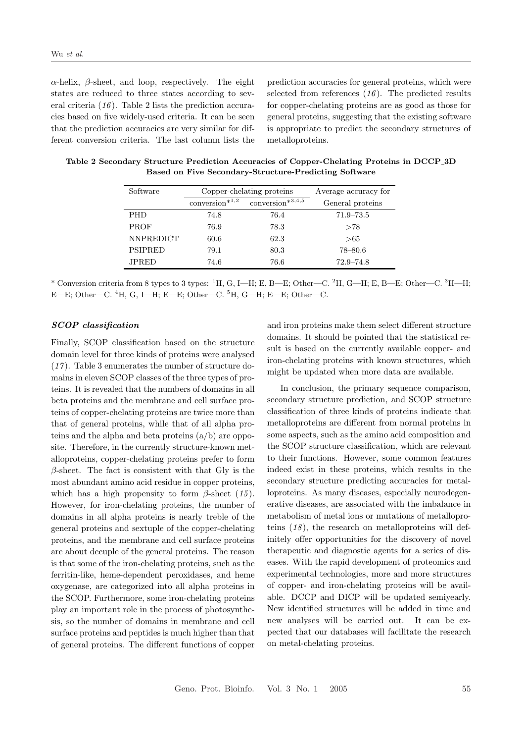α-helix, β-sheet, and loop, respectively. The eight states are reduced to three states according to several criteria (*16*). Table 2 lists the prediction accuracies based on five widely-used criteria. It can be seen that the prediction accuracies are very similar for different conversion criteria. The last column lists the prediction accuracies for general proteins, which were selected from references (*16*). The predicted results for copper-chelating proteins are as good as those for general proteins, suggesting that the existing software is appropriate to predict the secondary structures of metalloproteins.

**Table 2 Secondary Structure Prediction Accuracies of Copper-Chelating Proteins in DCCP_3D Based on Five Secondary-Structure-Predicting Software**

| Software | Copper-chelating proteins | | Average accuracy for |
|---|---|---|---|
| | conversion*[1,2] | conversion*[3,4,5] | General proteins |
| PHD | 74.8 | 76.4 | 71.9–73.5 |
| PROF | 76.9 | 78.3 | >78 |
| NNPREDICT | 60.6 | 62.3 | >65 |
| PSIPRED | 79.1 | 80.3 | 78–80.6 |
| JPRED | 74.6 | 76.6 | 72.9–74.8 |

\* Conversion criteria from 8 types to 3 types: [1]H, G, I—H; E, B—E; Other—C. [2]H, G—H; E, B—E; Other—C. [3]H—H; E—E; Other—C. [4]H, G, I—H; E—E; Other—C. [5]H, G—H; E—E; Other—C.

### *SCOP classification*

Finally, SCOP classification based on the structure domain level for three kinds of proteins were analysed (*17*). Table 3 enumerates the number of structure domains in eleven SCOP classes of the three types of proteins. It is revealed that the numbers of domains in all beta proteins and the membrane and cell surface proteins of copper-chelating proteins are twice more than that of general proteins, while that of all alpha proteins and the alpha and beta proteins (a/b) are opposite. Therefore, in the currently structure-known metalloproteins, copper-chelating proteins prefer to form β-sheet. The fact is consistent with that Gly is the most abundant amino acid residue in copper proteins, which has a high propensity to form β-sheet (*15*). However, for iron-chelating proteins, the number of domains in all alpha proteins is nearly treble of the general proteins and sextuple of the copper-chelating proteins, and the membrane and cell surface proteins are about decuple of the general proteins. The reason is that some of the iron-chelating proteins, such as the ferritin-like, heme-dependent peroxidases, and heme oxygenase, are categorized into all alpha proteins in the SCOP. Furthermore, some iron-chelating proteins play an important role in the process of photosynthesis, so the number of domains in membrane and cell surface proteins and peptides is much higher than that of general proteins. The different functions of copper and iron proteins make them select different structure domains. It should be pointed that the statistical result is based on the currently available copper- and iron-chelating proteins with known structures, which might be updated when more data are available.

In conclusion, the primary sequence comparison, secondary structure prediction, and SCOP structure classification of three kinds of proteins indicate that metalloproteins are different from normal proteins in some aspects, such as the amino acid composition and the SCOP structure classification, which are relevant to their functions. However, some common features indeed exist in these proteins, which results in the secondary structure predicting accuracies for metalloproteins. As many diseases, especially neurodegenerative diseases, are associated with the imbalance in metabolism of metal ions or mutations of metalloproteins (*18*), the research on metalloproteins will definitely offer opportunities for the discovery of novel therapeutic and diagnostic agents for a series of diseases. With the rapid development of proteomics and experimental technologies, more and more structures of copper- and iron-chelating proteins will be available. DCCP and DICP will be updated semiyearly. New identified structures will be added in time and new analyses will be carried out. It can be expected that our databases will facilitate the research on metal-chelating proteins.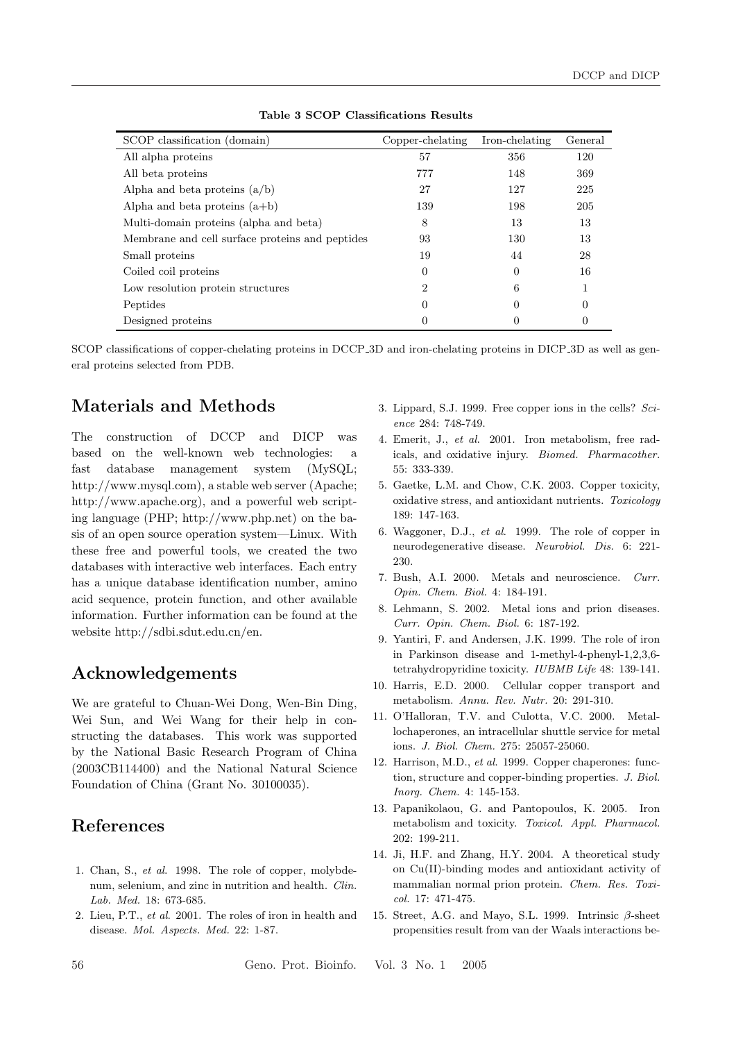**Table 3 SCOP Classifications Results**

| SCOP classification (domain) | Copper-chelating | Iron-chelating | General |
|---|---|---|---|
| All alpha proteins | 57 | 356 | 120 |
| All beta proteins | 777 | 148 | 369 |
| Alpha and beta proteins (a/b) | 27 | 127 | 225 |
| Alpha and beta proteins (a+b) | 139 | 198 | 205 |
| Multi-domain proteins (alpha and beta) | 8 | 13 | 13 |
| Membrane and cell surface proteins and peptides | 93 | 130 | 13 |
| Small proteins | 19 | 44 | 28 |
| Coiled coil proteins | 0 | 0 | 16 |
| Low resolution protein structures | 2 | 6 | 1 |
| Peptides | 0 | 0 | 0 |
| Designed proteins | 0 | 0 | 0 |

SCOP classifications of copper-chelating proteins in DCCP_3D and iron-chelating proteins in DICP_3D as well as general proteins selected from PDB.

## Materials and Methods

The construction of DCCP and DICP was based on the well-known web technologies: a fast database management system (MySQL; http://www.mysql.com), a stable web server (Apache; http://www.apache.org), and a powerful web scripting language (PHP; http://www.php.net) on the basis of an open source operation system—Linux. With these free and powerful tools, we created the two databases with interactive web interfaces. Each entry has a unique database identification number, amino acid sequence, protein function, and other available information. Further information can be found at the website http://sdbi.sdut.edu.cn/en.

## Acknowledgements

We are grateful to Chuan-Wei Dong, Wen-Bin Ding, Wei Sun, and Wei Wang for their help in constructing the databases. This work was supported by the National Basic Research Program of China (2003CB114400) and the National Natural Science Foundation of China (Grant No. 30100035).

## References

1. Chan, S., *et al*. 1998. The role of copper, molybdenum, selenium, and zinc in nutrition and health. *Clin. Lab. Med.* 18: 673-685.
2. Lieu, P.T., *et al*. 2001. The roles of iron in health and disease. *Mol. Aspects. Med.* 22: 1-87.
3. Lippard, S.J. 1999. Free copper ions in the cells? *Science* 284: 748-749.
4. Emerit, J., *et al*. 2001. Iron metabolism, free radicals, and oxidative injury. *Biomed. Pharmacother.* 55: 333-339.
5. Gaetke, L.M. and Chow, C.K. 2003. Copper toxicity, oxidative stress, and antioxidant nutrients. *Toxicology* 189: 147-163.
6. Waggoner, D.J., *et al*. 1999. The role of copper in neurodegenerative disease. *Neurobiol. Dis.* 6: 221-230.
7. Bush, A.I. 2000. Metals and neuroscience. *Curr. Opin. Chem. Biol.* 4: 184-191.
8. Lehmann, S. 2002. Metal ions and prion diseases. *Curr. Opin. Chem. Biol.* 6: 187-192.
9. Yantiri, F. and Andersen, J.K. 1999. The role of iron in Parkinson disease and 1-methyl-4-phenyl-1,2,3,6-tetrahydropyridine toxicity. *IUBMB Life* 48: 139-141.
10. Harris, E.D. 2000. Cellular copper transport and metabolism. *Annu. Rev. Nutr.* 20: 291-310.
11. O'Halloran, T.V. and Culotta, V.C. 2000. Metallochaperones, an intracellular shuttle service for metal ions. *J. Biol. Chem.* 275: 25057-25060.
12. Harrison, M.D., *et al*. 1999. Copper chaperones: function, structure and copper-binding properties. *J. Biol. Inorg. Chem.* 4: 145-153.
13. Papanikolaou, G. and Pantopoulos, K. 2005. Iron metabolism and toxicity. *Toxicol. Appl. Pharmacol.* 202: 199-211.
14. Ji, H.F. and Zhang, H.Y. 2004. A theoretical study on Cu(II)-binding modes and antioxidant activity of mammalian normal prion protein. *Chem. Res. Toxicol.* 17: 471-475.
15. Street, A.G. and Mayo, S.L. 1999. Intrinsic $\beta$-sheet propensities result from van der Waals interactions be-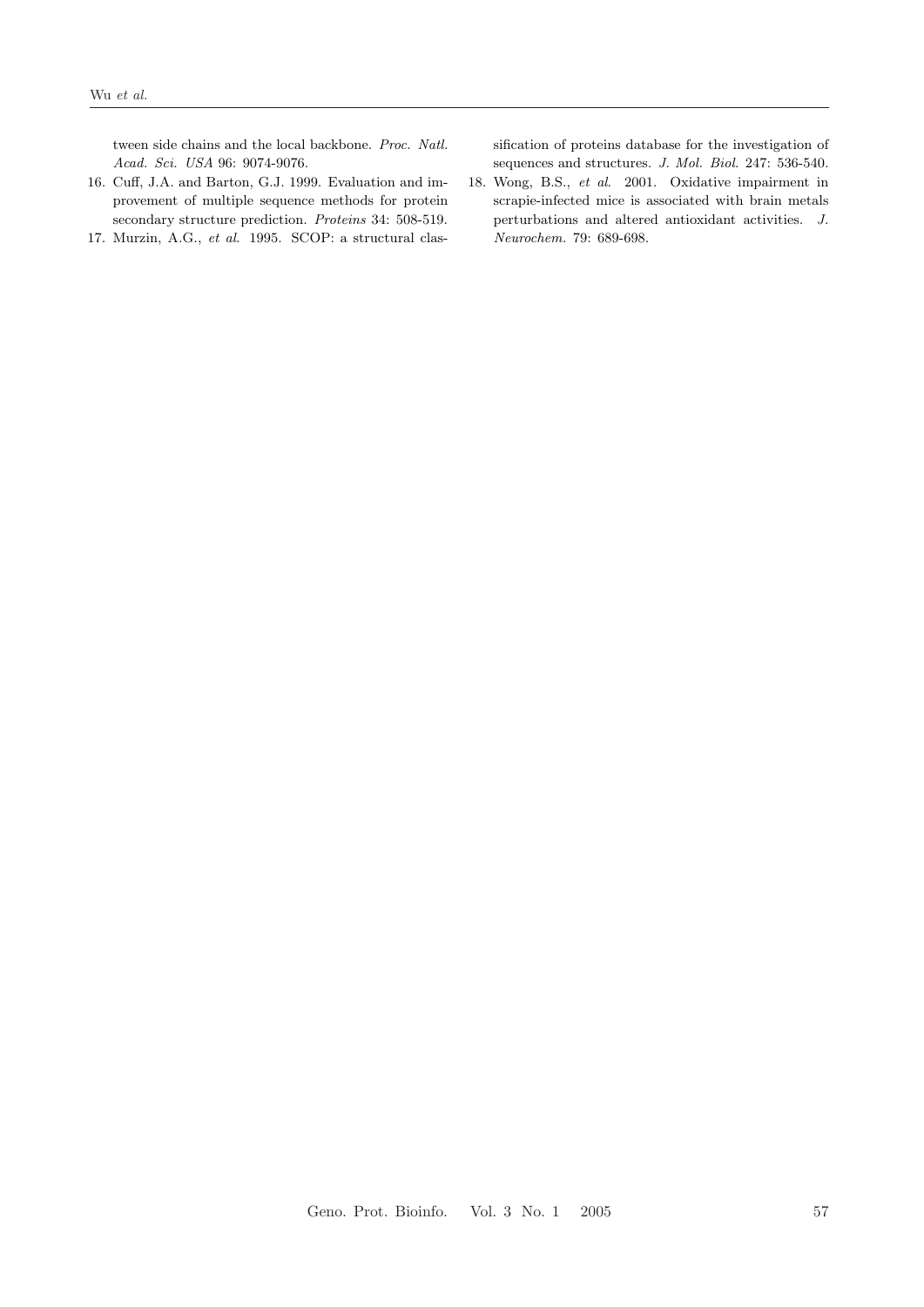tween side chains and the local backbone. *Proc. Natl. Acad. Sci. USA* 96: 9074-9076.

16. Cuff, J.A. and Barton, G.J. 1999. Evaluation and improvement of multiple sequence methods for protein secondary structure prediction. *Proteins* 34: 508-519.
17. Murzin, A.G., *et al*. 1995. SCOP: a structural classification of proteins database for the investigation of sequences and structures. *J. Mol. Biol.* 247: 536-540.
18. Wong, B.S., *et al*. 2001. Oxidative impairment in scrapie-infected mice is associated with brain metals perturbations and altered antioxidant activities. *J. Neurochem.* 79: 689-698.